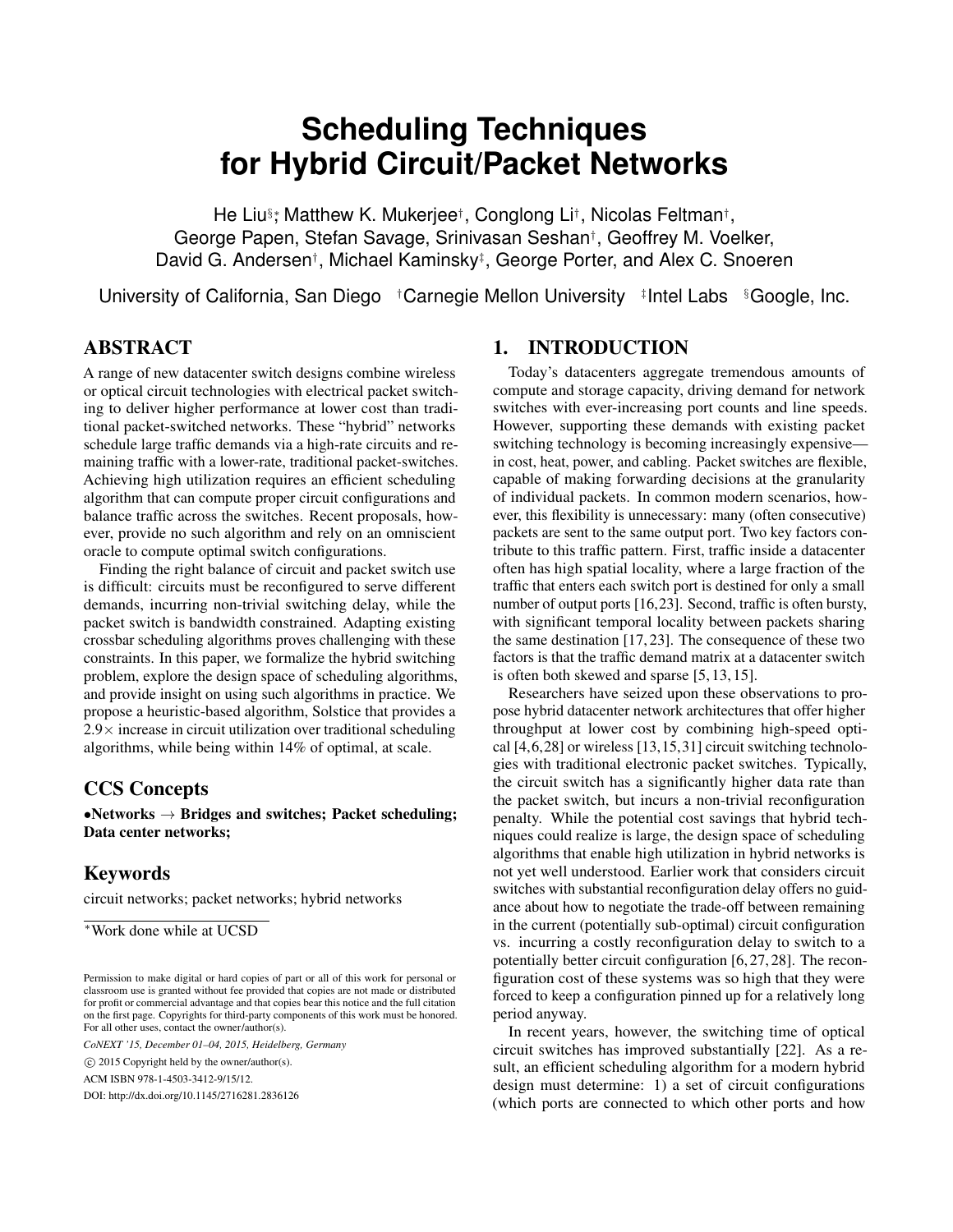# Scheduling Techniques for Hybrid Circuit/Packet Networks

He Liu[§]*, Matthew K. Mukerjee[†], Conglong Li[†], Nicolas Feltman[†], George Papen, Stefan Savage, Srinivasan Seshan[†], Geoffrey M. Voelker, David G. Andersen[†], Michael Kaminsky[‡], George Porter, and Alex C. Snoeren

University of California, San Diego [†]Carnegie Mellon University [‡]Intel Labs [§]Google, Inc.

## ABSTRACT

A range of new datacenter switch designs combine wireless or optical circuit technologies with electrical packet switching to deliver higher performance at lower cost than traditional packet-switched networks. These "hybrid" networks schedule large traffic demands via a high-rate circuits and remaining traffic with a lower-rate, traditional packet-switches. Achieving high utilization requires an efficient scheduling algorithm that can compute proper circuit configurations and balance traffic across the switches. Recent proposals, however, provide no such algorithm and rely on an omniscient oracle to compute optimal switch configurations.

Finding the right balance of circuit and packet switch use is difficult: circuits must be reconfigured to serve different demands, incurring non-trivial switching delay, while the packet switch is bandwidth constrained. Adapting existing crossbar scheduling algorithms proves challenging with these constraints. In this paper, we formalize the hybrid switching problem, explore the design space of scheduling algorithms, and provide insight on using such algorithms in practice. We propose a heuristic-based algorithm, Solstice that provides a $2.9\times$ increase in circuit utilization over traditional scheduling algorithms, while being within 14% of optimal, at scale.

## CCS Concepts

**•Networks → Bridges and switches; Packet scheduling; Data center networks;**

## Keywords

circuit networks; packet networks; hybrid networks

*Work done while at UCSD

Permission to make digital or hard copies of part or all of this work for personal or classroom use is granted without fee provided that copies are not made or distributed for profit or commercial advantage and that copies bear this notice and the full citation on the first page. Copyrights for third-party components of this work must be honored. For all other uses, contact the owner/author(s).

*CoNEXT '15, December 01–04, 2015, Heidelberg, Germany*

© 2015 Copyright held by the owner/author(s).

ACM ISBN 978-1-4503-3412-9/15/12.

DOI: http://dx.doi.org/10.1145/2716281.2836126

## 1. INTRODUCTION

Today's datacenters aggregate tremendous amounts of compute and storage capacity, driving demand for network switches with ever-increasing port counts and line speeds. However, supporting these demands with existing packet switching technology is becoming increasingly expensive—in cost, heat, power, and cabling. Packet switches are flexible, capable of making forwarding decisions at the granularity of individual packets. In common modern scenarios, however, this flexibility is unnecessary: many (often consecutive) packets are sent to the same output port. Two key factors contribute to this traffic pattern. First, traffic inside a datacenter often has high spatial locality, where a large fraction of the traffic that enters each switch port is destined for only a small number of output ports [16,23]. Second, traffic is often bursty, with significant temporal locality between packets sharing the same destination [17,23]. The consequence of these two factors is that the traffic demand matrix at a datacenter switch is often both skewed and sparse [5,13,15].

Researchers have seized upon these observations to propose hybrid datacenter network architectures that offer higher throughput at lower cost by combining high-speed optical [4,6,28] or wireless [13,15,31] circuit switching technologies with traditional electronic packet switches. Typically, the circuit switch has a significantly higher data rate than the packet switch, but incurs a non-trivial reconfiguration penalty. While the potential cost savings that hybrid techniques could realize is large, the design space of scheduling algorithms that enable high utilization in hybrid networks is not yet well understood. Earlier work that considers circuit switches with substantial reconfiguration delay offers no guidance about how to negotiate the trade-off between remaining in the current (potentially sub-optimal) circuit configuration vs. incurring a costly reconfiguration delay to switch to a potentially better circuit configuration [6,27,28]. The reconfiguration cost of these systems was so high that they were forced to keep a configuration pinned up for a relatively long period anyway.

In recent years, however, the switching time of optical circuit switches has improved substantially [22]. As a result, an efficient scheduling algorithm for a modern hybrid design must determine: 1) a set of circuit configurations (which ports are connected to which other ports and how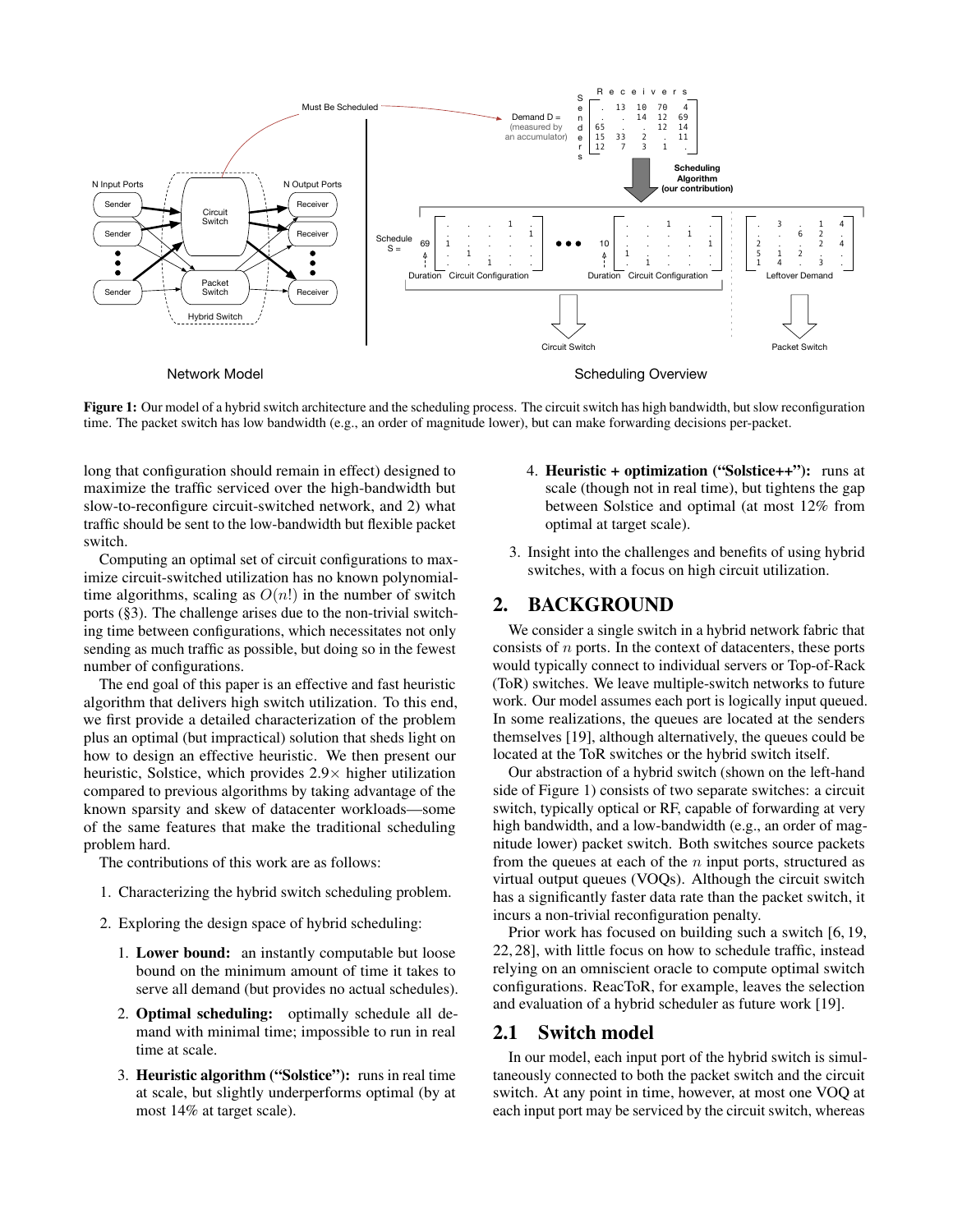**Figure 1:** Our model of a hybrid switch architecture and the scheduling process. The circuit switch has high bandwidth, but slow reconfiguration time. The packet switch has low bandwidth (e.g., an order of magnitude lower), but can make forwarding decisions per-packet.

long that configuration should remain in effect) designed to maximize the traffic serviced over the high-bandwidth but slow-to-reconfigure circuit-switched network, and 2) what traffic should be sent to the low-bandwidth but flexible packet switch.

Computing an optimal set of circuit configurations to maximize circuit-switched utilization has no known polynomial-time algorithms, scaling as $O(n!)$ in the number of switch ports (§3). The challenge arises due to the non-trivial switching time between configurations, which necessitates not only sending as much traffic as possible, but doing so in the fewest number of configurations.

The end goal of this paper is an effective and fast heuristic algorithm that delivers high switch utilization. To this end, we first provide a detailed characterization of the problem plus an optimal (but impractical) solution that sheds light on how to design an effective heuristic. We then present our heuristic, Solstice, which provides 2.9× higher utilization compared to previous algorithms by taking advantage of the known sparsity and skew of datacenter workloads—some of the same features that make the traditional scheduling problem hard.

The contributions of this work are as follows:

1. Characterizing the hybrid switch scheduling problem.
2. Exploring the design space of hybrid scheduling:
    1. **Lower bound:** an instantly computable but loose bound on the minimum amount of time it takes to serve all demand (but provides no actual schedules).
    2. **Optimal scheduling:** optimally schedule all demand with minimal time; impossible to run in real time at scale.
    3. **Heuristic algorithm ("Solstice"):** runs in real time at scale, but slightly underperforms optimal (by at most 14% at target scale).
    4. **Heuristic + optimization ("Solstice++"):** runs at scale (though not in real time), but tightens the gap between Solstice and optimal (at most 12% from optimal at target scale).
3. Insight into the challenges and benefits of using hybrid switches, with a focus on high circuit utilization.

## 2. BACKGROUND

We consider a single switch in a hybrid network fabric that consists of $n$ ports. In the context of datacenters, these ports would typically connect to individual servers or Top-of-Rack (ToR) switches. We leave multiple-switch networks to future work. Our model assumes each port is logically input queued. In some realizations, the queues are located at the senders themselves [19], although alternatively, the queues could be located at the ToR switches or the hybrid switch itself.

Our abstraction of a hybrid switch (shown on the left-hand side of Figure 1) consists of two separate switches: a circuit switch, typically optical or RF, capable of forwarding at very high bandwidth, and a low-bandwidth (e.g., an order of magnitude lower) packet switch. Both switches source packets from the queues at each of the $n$ input ports, structured as virtual output queues (VOQs). Although the circuit switch has a significantly faster data rate than the packet switch, it incurs a non-trivial reconfiguration penalty.

Prior work has focused on building such a switch [6, 19, 22, 28], with little focus on how to schedule traffic, instead relying on an omniscient oracle to compute optimal switch configurations. ReacToR, for example, leaves the selection and evaluation of a hybrid scheduler as future work [19].

### 2.1 Switch model

In our model, each input port of the hybrid switch is simultaneously connected to both the packet switch and the circuit switch. At any point in time, however, at most one VOQ at each input port may be serviced by the circuit switch, whereas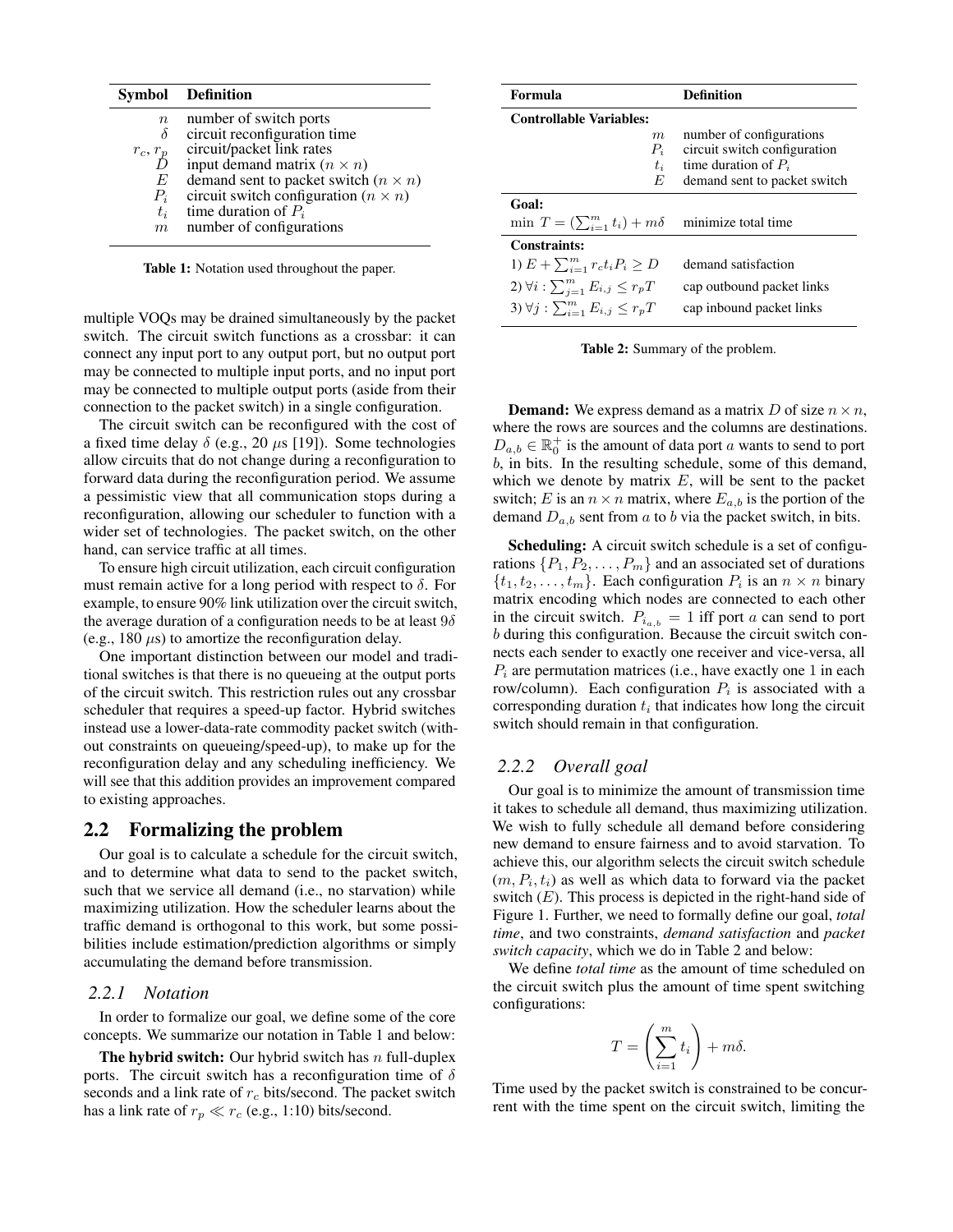| Symbol | Definition |
|---|---|
| $n$ | number of switch ports |
| $\delta$ | circuit reconfiguration time |
| $r_c, r_p$ | circuit/packet link rates |
| $D$ | input demand matrix ($n \times n$) |
| $E$ | demand sent to packet switch ($n \times n$) |
| $P_i$ | circuit switch configuration ($n \times n$) |
| $t_i$ | time duration of $P_i$ |
| $m$ | number of configurations |

**Table 1:** Notation used throughout the paper.

multiple VOQs may be drained simultaneously by the packet switch. The circuit switch functions as a crossbar: it can connect any input port to any output port, but no output port may be connected to multiple input ports, and no input port may be connected to multiple output ports (aside from their connection to the packet switch) in a single configuration.

The circuit switch can be reconfigured with the cost of a fixed time delay $\delta$ (e.g., 20 $\mu$s [19]). Some technologies allow circuits that do not change during a reconfiguration to forward data during the reconfiguration period. We assume a pessimistic view that all communication stops during a reconfiguration, allowing our scheduler to function with a wider set of technologies. The packet switch, on the other hand, can service traffic at all times.

To ensure high circuit utilization, each circuit configuration must remain active for a long period with respect to $\delta$. For example, to ensure 90% link utilization over the circuit switch, the average duration of a configuration needs to be at least $9\delta$ (e.g., 180 $\mu$s) to amortize the reconfiguration delay.

One important distinction between our model and traditional switches is that there is no queueing at the output ports of the circuit switch. This restriction rules out any crossbar scheduler that requires a speed-up factor. Hybrid switches instead use a lower-data-rate commodity packet switch (without constraints on queueing/speed-up), to make up for the reconfiguration delay and any scheduling inefficiency. We will see that this addition provides an improvement compared to existing approaches.

## 2.2 Formalizing the problem

Our goal is to calculate a schedule for the circuit switch, and to determine what data to send to the packet switch, such that we service all demand (i.e., no starvation) while maximizing utilization. How the scheduler learns about the traffic demand is orthogonal to this work, but some possibilities include estimation/prediction algorithms or simply accumulating the demand before transmission.

### 2.2.1 Notation

In order to formalize our goal, we define some of the core concepts. We summarize our notation in Table 1 and below:

**The hybrid switch:** Our hybrid switch has $n$ full-duplex ports. The circuit switch has a reconfiguration time of $\delta$ seconds and a link rate of $r_c$ bits/second. The packet switch has a link rate of $r_p \ll r_c$ (e.g., 1:10) bits/second.

| Formula | Definition |
|---|---|
| **Controllable Variables:** | |
| $m$ | number of configurations |
| $P_i$ | circuit switch configuration |
| $t_i$ | time duration of $P_i$ |
| $E$ | demand sent to packet switch |
| **Goal:** | |
| $\min\ T = (\sum_{i=1}^{m} t_i) + m\delta$ | minimize total time |
| **Constraints:** | |
| 1) $E + \sum_{i=1}^{m} r_c t_i P_i \geq D$ | demand satisfaction |
| 2) $\forall i : \sum_{j=1}^{m} E_{i,j} \leq r_p T$ | cap outbound packet links |
| 3) $\forall j : \sum_{i=1}^{m} E_{i,j} \leq r_p T$ | cap inbound packet links |

**Table 2:** Summary of the problem.

**Demand:** We express demand as a matrix $D$ of size $n \times n$, where the rows are sources and the columns are destinations. $D_{a,b} \in \mathbb{R}_0^+$ is the amount of data port $a$ wants to send to port $b$, in bits. In the resulting schedule, some of this demand, which we denote by matrix $E$, will be sent to the packet switch; $E$ is an $n \times n$ matrix, where $E_{a,b}$ is the portion of the demand $D_{a,b}$ sent from $a$ to $b$ via the packet switch, in bits.

**Scheduling:** A circuit switch schedule is a set of configurations $\{P_1, P_2, \ldots, P_m\}$ and an associated set of durations $\{t_1, t_2, \ldots, t_m\}$. Each configuration $P_i$ is an $n \times n$ binary matrix encoding which nodes are connected to each other in the circuit switch. $P_{i_{a,b}} = 1$ iff port $a$ can send to port $b$ during this configuration. Because the circuit switch connects each sender to exactly one receiver and vice-versa, all $P_i$ are permutation matrices (i.e., have exactly one 1 in each row/column). Each configuration $P_i$ is associated with a corresponding duration $t_i$ that indicates how long the circuit switch should remain in that configuration.

### 2.2.2 Overall goal

Our goal is to minimize the amount of transmission time it takes to schedule all demand, thus maximizing utilization. We wish to fully schedule all demand before considering new demand to ensure fairness and to avoid starvation. To achieve this, our algorithm selects the circuit switch schedule $(m, P_i, t_i)$ as well as which data to forward via the packet switch ($E$). This process is depicted in the right-hand side of Figure 1. Further, we need to formally define our goal, *total time*, and two constraints, *demand satisfaction* and *packet switch capacity*, which we do in Table 2 and below:

We define *total time* as the amount of time scheduled on the circuit switch plus the amount of time spent switching configurations:

$$T = \left(\sum_{i=1}^{m} t_i\right) + m\delta.$$

Time used by the packet switch is constrained to be concurrent with the time spent on the circuit switch, limiting the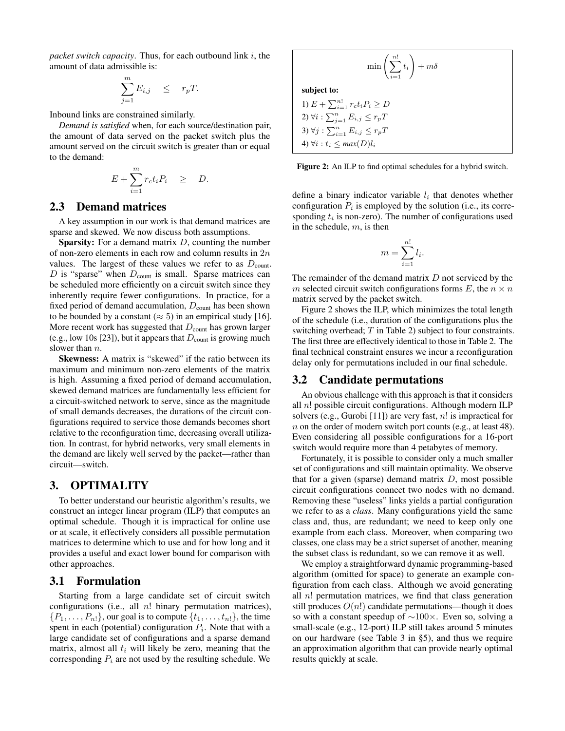*packet switch capacity*. Thus, for each outbound link $i$, the amount of data admissible is:

$$\sum_{j=1}^{m} E_{i,j} \quad \leq \quad r_p T.$$

Inbound links are constrained similarly.

*Demand is satisfied* when, for each source/destination pair, the amount of data served on the packet switch plus the amount served on the circuit switch is greater than or equal to the demand:

$$E + \sum_{i=1}^{m} r_c t_i P_i \quad \geq \quad D.$$

## 2.3 Demand matrices

A key assumption in our work is that demand matrices are sparse and skewed. We now discuss both assumptions.

**Sparsity:** For a demand matrix $D$, counting the number of non-zero elements in each row and column results in $2n$ values. The largest of these values we refer to as $D_{\text{count}}$. $D$ is "sparse" when $D_{\text{count}}$ is small. Sparse matrices can be scheduled more efficiently on a circuit switch since they inherently require fewer configurations. In practice, for a fixed period of demand accumulation, $D_{\text{count}}$ has been shown to be bounded by a constant ($\approx 5$) in an empirical study [16]. More recent work has suggested that $D_{\text{count}}$ has grown larger (e.g., low 10s [23]), but it appears that $D_{\text{count}}$ is growing much slower than $n$.

**Skewness:** A matrix is "skewed" if the ratio between its maximum and minimum non-zero elements of the matrix is high. Assuming a fixed period of demand accumulation, skewed demand matrices are fundamentally less efficient for a circuit-switched network to serve, since as the magnitude of small demands decreases, the durations of the circuit configurations required to service those demands becomes short relative to the reconfiguration time, decreasing overall utilization. In contrast, for hybrid networks, very small elements in the demand are likely well served by the packet—rather than circuit—switch.

# 3. OPTIMALITY

To better understand our heuristic algorithm's results, we construct an integer linear program (ILP) that computes an optimal schedule. Though it is impractical for online use or at scale, it effectively considers all possible permutation matrices to determine which to use and for how long and it provides a useful and exact lower bound for comparison with other approaches.

## 3.1 Formulation

Starting from a large candidate set of circuit switch configurations (i.e., all $n!$ binary permutation matrices), $\{P_1, \ldots, P_{n!}\}$, our goal is to compute $\{t_1, \ldots, t_{n!}\}$, the time spent in each (potential) configuration $P_i$. Note that with a large candidate set of configurations and a sparse demand matrix, almost all $t_i$ will likely be zero, meaning that the corresponding $P_i$ are not used by the resulting schedule. We define a binary indicator variable $l_i$ that denotes whether configuration $P_i$ is employed by the solution (i.e., its corresponding $t_i$ is non-zero). The number of configurations used in the schedule, $m$, is then

$$m = \sum_{i=1}^{n!} l_i.$$

The remainder of the demand matrix $D$ not serviced by the $m$ selected circuit switch configurations forms $E$, the $n \times n$ matrix served by the packet switch.

$$\min \left( \sum_{i=1}^{n!} t_i \right) + m\delta$$

**subject to:**

1) $E + \sum_{i=1}^{n!} r_c t_i P_i \geq D$
2) $\forall i : \sum_{j=1}^{n} E_{i,j} \leq r_p T$
3) $\forall j : \sum_{i=1}^{n} E_{i,j} \leq r_p T$
4) $\forall i : t_i \leq max(D) l_i$

**Figure 2:** An ILP to find optimal schedules for a hybrid switch.

Figure 2 shows the ILP, which minimizes the total length of the schedule (i.e., duration of the configurations plus the switching overhead; $T$ in Table 2) subject to four constraints. The first three are effectively identical to those in Table 2. The final technical constraint ensures we incur a reconfiguration delay only for permutations included in our final schedule.

## 3.2 Candidate permutations

An obvious challenge with this approach is that it considers all $n!$ possible circuit configurations. Although modern ILP solvers (e.g., Gurobi [11]) are very fast, $n!$ is impractical for $n$ on the order of modern switch port counts (e.g., at least 48). Even considering all possible configurations for a 16-port switch would require more than 4 petabytes of memory.

Fortunately, it is possible to consider only a much smaller set of configurations and still maintain optimality. We observe that for a given (sparse) demand matrix $D$, most possible circuit configurations connect two nodes with no demand. Removing these "useless" links yields a partial configuration we refer to as a *class*. Many configurations yield the same class and, thus, are redundant; we need to keep only one example from each class. Moreover, when comparing two classes, one class may be a strict superset of another, meaning the subset class is redundant, so we can remove it as well.

We employ a straightforward dynamic programming-based algorithm (omitted for space) to generate an example configuration from each class. Although we avoid generating all $n!$ permutation matrices, we find that class generation still produces $O(n!)$ candidate permutations—though it does so with a constant speedup of $\sim 100\times$. Even so, solving a small-scale (e.g., 12-port) ILP still takes around 5 minutes on our hardware (see Table 3 in §5), and thus we require an approximation algorithm that can provide nearly optimal results quickly at scale.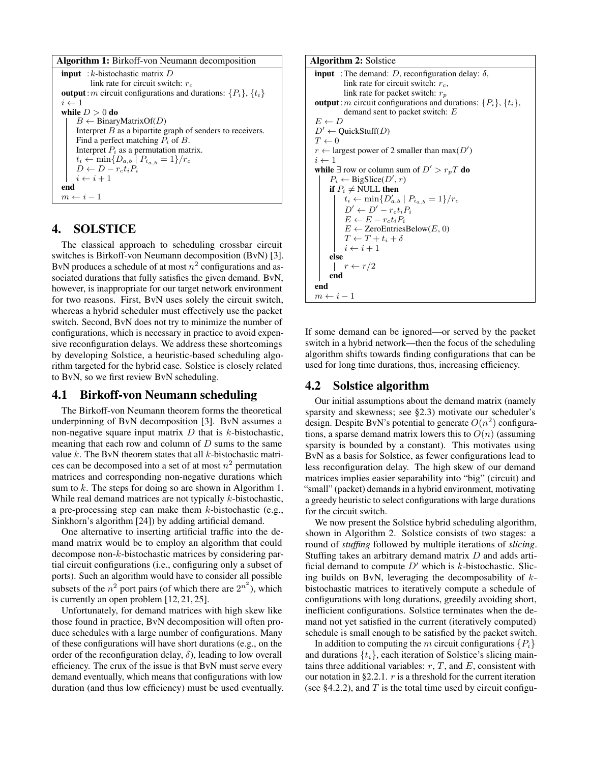**Algorithm 1:** Birkoff-von Neumann decomposition

```
input  : k-bistochastic matrix D
         link rate for circuit switch: r_c
output : m circuit configurations and durations: {P_i}, {t_i}
i ← 1
while D > 0 do
    B ← BinaryMatrixOf(D)
    Interpret B as a bipartite graph of senders to receivers.
    Find a perfect matching P_i of B.
    Interpret P_i as a permutation matrix.
    t_i ← min{D_{a,b} | P_{i_{a,b}} = 1}/r_c
    D ← D − r_c t_i P_i
    i ← i + 1
end
m ← i − 1
```

# 4. SOLSTICE

The classical approach to scheduling crossbar circuit switches is Birkoff-von Neumann decomposition (BvN) [3]. BvN produces a schedule of at most $n^2$ configurations and associated durations that fully satisfies the given demand. BvN, however, is inappropriate for our target network environment for two reasons. First, BvN uses solely the circuit switch, whereas a hybrid scheduler must effectively use the packet switch. Second, BvN does not try to minimize the number of configurations, which is necessary in practice to avoid expensive reconfiguration delays. We address these shortcomings by developing Solstice, a heuristic-based scheduling algorithm targeted for the hybrid case. Solstice is closely related to BvN, so we first review BvN scheduling.

## 4.1 Birkoff-von Neumann scheduling

The Birkoff-von Neumann theorem forms the theoretical underpinning of BvN decomposition [3]. BvN assumes a non-negative square input matrix $D$ that is $k$-bistochastic, meaning that each row and column of $D$ sums to the same value $k$. The BvN theorem states that all $k$-bistochastic matrices can be decomposed into a set of at most $n^2$ permutation matrices and corresponding non-negative durations which sum to $k$. The steps for doing so are shown in Algorithm 1. While real demand matrices are not typically $k$-bistochastic, a pre-processing step can make them $k$-bistochastic (e.g., Sinkhorn's algorithm [24]) by adding artificial demand.

One alternative to inserting artificial traffic into the demand matrix would be to employ an algorithm that could decompose non-$k$-bistochastic matrices by considering partial circuit configurations (i.e., configuring only a subset of ports). Such an algorithm would have to consider all possible subsets of the $n^2$ port pairs (of which there are $2^{n^2}$), which is currently an open problem [12, 21, 25].

Unfortunately, for demand matrices with high skew like those found in practice, BvN decomposition will often produce schedules with a large number of configurations. Many of these configurations will have short durations (e.g., on the order of the reconfiguration delay, $\delta$), leading to low overall efficiency. The crux of the issue is that BvN must serve every demand eventually, which means that configurations with low duration (and thus low efficiency) must be used eventually.

**Algorithm 2:** Solstice

```
input  : The demand: D, reconfiguration delay: δ,
         link rate for circuit switch: r_c,
         link rate for packet switch: r_p
output : m circuit configurations and durations: {P_i}, {t_i},
         demand sent to packet switch: E
E ← D
D' ← QuickStuff(D)
T ← 0
r ← largest power of 2 smaller than max(D')
i ← 1
while ∃ row or column sum of D' > r_p T do
    P_i ← BigSlice(D', r)
    if P_i ≠ NULL then
        t_i ← min{D'_{a,b} | P_{i_{a,b}} = 1}/r_c
        D' ← D' − r_c t_i P_i
        E ← E − r_c t_i P_i
        E ← ZeroEntriesBelow(E, 0)
        T ← T + t_i + δ
        i ← i + 1
    else
        r ← r/2
    end
end
m ← i − 1
```

If some demand can be ignored—or served by the packet switch in a hybrid network—then the focus of the scheduling algorithm shifts towards finding configurations that can be used for long time durations, thus, increasing efficiency.

## 4.2 Solstice algorithm

Our initial assumptions about the demand matrix (namely sparsity and skewness; see §2.3) motivate our scheduler's design. Despite BvN's potential to generate $O(n^2)$ configurations, a sparse demand matrix lowers this to $O(n)$ (assuming sparsity is bounded by a constant). This motivates using BvN as a basis for Solstice, as fewer configurations lead to less reconfiguration delay. The high skew of our demand matrices implies easier separability into "big" (circuit) and "small" (packet) demands in a hybrid environment, motivating a greedy heuristic to select configurations with large durations for the circuit switch.

We now present the Solstice hybrid scheduling algorithm, shown in Algorithm 2. Solstice consists of two stages: a round of *stuffing* followed by multiple iterations of *slicing*. Stuffing takes an arbitrary demand matrix $D$ and adds artificial demand to compute $D'$ which is $k$-bistochastic. Slicing builds on BvN, leveraging the decomposability of $k$-bistochastic matrices to iteratively compute a schedule of configurations with long durations, greedily avoiding short, inefficient configurations. Solstice terminates when the demand not yet satisfied in the current (iteratively computed) schedule is small enough to be satisfied by the packet switch.

In addition to computing the $m$ circuit configurations $\{P_i\}$ and durations $\{t_i\}$, each iteration of Solstice's slicing maintains three additional variables: $r$, $T$, and $E$, consistent with our notation in §2.2.1. $r$ is a threshold for the current iteration (see §4.2.2), and $T$ is the total time used by circuit configu-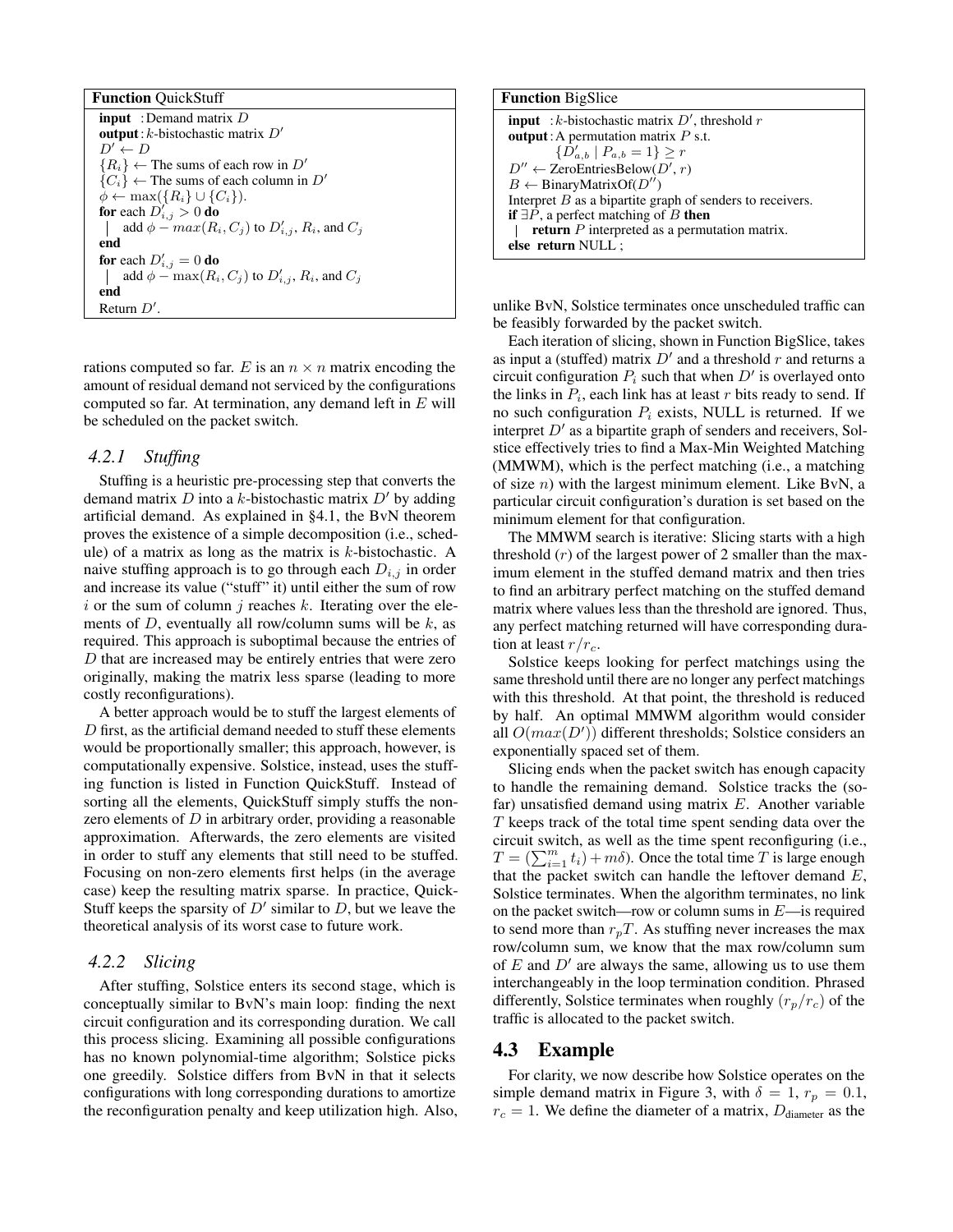```
Function QuickStuff
  input  : Demand matrix D
  output : k-bistochastic matrix D'
  D' ← D
  {R_i} ← The sums of each row in D'
  {C_i} ← The sums of each column in D'
  φ ← max({R_i} ∪ {C_i}).
  for each D'_{i,j} > 0 do
  |   add φ − max(R_i, C_j) to D'_{i,j}, R_i, and C_j
  end
  for each D'_{i,j} = 0 do
  |   add φ − max(R_i, C_j) to D'_{i,j}, R_i, and C_j
  end
  Return D'.
```

rations computed so far. $E$ is an $n \times n$ matrix encoding the amount of residual demand not serviced by the configurations computed so far. At termination, any demand left in $E$ will be scheduled on the packet switch.

### 4.2.1 *Stuffing*

Stuffing is a heuristic pre-processing step that converts the demand matrix $D$ into a $k$-bistochastic matrix $D'$ by adding artificial demand. As explained in §4.1, the BvN theorem proves the existence of a simple decomposition (i.e., schedule) of a matrix as long as the matrix is $k$-bistochastic. A naive stuffing approach is to go through each $D_{i,j}$ in order and increase its value ("stuff" it) until either the sum of row $i$ or the sum of column $j$ reaches $k$. Iterating over the elements of $D$, eventually all row/column sums will be $k$, as required. This approach is suboptimal because the entries of $D$ that are increased may be entirely entries that were zero originally, making the matrix less sparse (leading to more costly reconfigurations).

A better approach would be to stuff the largest elements of $D$ first, as the artificial demand needed to stuff these elements would be proportionally smaller; this approach, however, is computationally expensive. Solstice, instead, uses the stuffing function is listed in Function QuickStuff. Instead of sorting all the elements, QuickStuff simply stuffs the nonzero elements of $D$ in arbitrary order, providing a reasonable approximation. Afterwards, the zero elements are visited in order to stuff any elements that still need to be stuffed. Focusing on non-zero elements first helps (in the average case) keep the resulting matrix sparse. In practice, QuickStuff keeps the sparsity of $D'$ similar to $D$, but we leave the theoretical analysis of its worst case to future work.

### 4.2.2 *Slicing*

After stuffing, Solstice enters its second stage, which is conceptually similar to BvN's main loop: finding the next circuit configuration and its corresponding duration. We call this process slicing. Examining all possible configurations has no known polynomial-time algorithm; Solstice picks one greedily. Solstice differs from BvN in that it selects configurations with long corresponding durations to amortize the reconfiguration penalty and keep utilization high. Also, unlike BvN, Solstice terminates once unscheduled traffic can be feasibly forwarded by the packet switch.

```
Function BigSlice
  input  : k-bistochastic matrix D', threshold r
  output : A permutation matrix P s.t.
           {D'_{a,b} | P_{a,b} = 1} ≥ r
  D'' ← ZeroEntriesBelow(D', r)
  B ← BinaryMatrixOf(D'')
  Interpret B as a bipartite graph of senders to receivers.
  if ∃P, a perfect matching of B then
  |   return P interpreted as a permutation matrix.
  else return NULL ;
```

Each iteration of slicing, shown in Function BigSlice, takes as input a (stuffed) matrix $D'$ and a threshold $r$ and returns a circuit configuration $P_i$ such that when $D'$ is overlayed onto the links in $P_i$, each link has at least $r$ bits ready to send. If no such configuration $P_i$ exists, NULL is returned. If we interpret $D'$ as a bipartite graph of senders and receivers, Solstice effectively tries to find a Max-Min Weighted Matching (MMWM), which is the perfect matching (i.e., a matching of size $n$) with the largest minimum element. Like BvN, a particular circuit configuration's duration is set based on the minimum element for that configuration.

The MMWM search is iterative: Slicing starts with a high threshold ($r$) of the largest power of 2 smaller than the maximum element in the stuffed demand matrix and then tries to find an arbitrary perfect matching on the stuffed demand matrix where values less than the threshold are ignored. Thus, any perfect matching returned will have corresponding duration at least $r/r_c$.

Solstice keeps looking for perfect matchings using the same threshold until there are no longer any perfect matchings with this threshold. At that point, the threshold is reduced by half. An optimal MMWM algorithm would consider all $O(max(D'))$ different thresholds; Solstice considers an exponentially spaced set of them.

Slicing ends when the packet switch has enough capacity to handle the remaining demand. Solstice tracks the (so-far) unsatisfied demand using matrix $E$. Another variable $T$ keeps track of the total time spent sending data over the circuit switch, as well as the time spent reconfiguring (i.e., $T = (\sum_{i=1}^{m} t_i) + m\delta$). Once the total time $T$ is large enough that the packet switch can handle the leftover demand $E$, Solstice terminates. When the algorithm terminates, no link on the packet switch—row or column sums in $E$—is required to send more than $r_p T$. As stuffing never increases the max row/column sum, we know that the max row/column sum of $E$ and $D'$ are always the same, allowing us to use them interchangeably in the loop termination condition. Phrased differently, Solstice terminates when roughly $(r_p/r_c)$ of the traffic is allocated to the packet switch.

## 4.3 Example

For clarity, we now describe how Solstice operates on the simple demand matrix in Figure 3, with $\delta = 1$, $r_p = 0.1$, $r_c = 1$. We define the diameter of a matrix, $D_{\text{diameter}}$ as the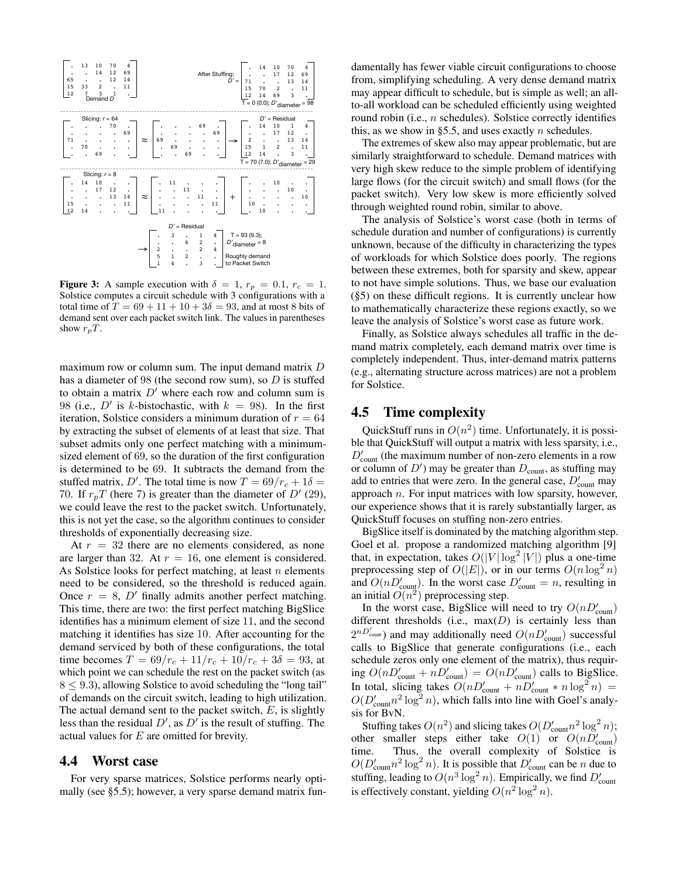**Figure 3:** A sample execution with $\delta = 1$, $r_p = 0.1$, $r_c = 1$. Solstice computes a circuit schedule with 3 configurations with a total time of $T = 69 + 11 + 10 + 3\delta = 93$, and at most 8 bits of demand sent over each packet switch link. The values in parentheses show $r_p T$.

maximum row or column sum. The input demand matrix $D$ has a diameter of 98 (the second row sum), so $D$ is stuffed to obtain a matrix $D'$ where each row and column sum is 98 (i.e., $D'$ is $k$-bistochastic, with $k = 98$). In the first iteration, Solstice considers a minimum duration of $r = 64$ by extracting the subset of elements of at least that size. That subset admits only one perfect matching with a minimum-sized element of 69, so the duration of the first configuration is determined to be 69. It subtracts the demand from the stuffed matrix, $D'$. The total time is now $T = 69/r_c + 1\delta = 70$. If $r_p T$ (here 7) is greater than the diameter of $D'$ (29), we could leave the rest to the packet switch. Unfortunately, this is not yet the case, so the algorithm continues to consider thresholds of exponentially decreasing size.

At $r = 32$ there are no elements considered, as none are larger than 32. At $r = 16$, one element is considered. As Solstice looks for perfect matching, at least $n$ elements need to be considered, so the threshold is reduced again. Once $r = 8$, $D'$ finally admits another perfect matching. This time, there are two: the first perfect matching BigSlice identifies has a minimum element of size 11, and the second matching it identifies has size 10. After accounting for the demand serviced by both of these configurations, the total time becomes $T = 69/r_c + 11/r_c + 10/r_c + 3\delta = 93$, at which point we can schedule the rest on the packet switch (as $8 \leq 9.3$), allowing Solstice to avoid scheduling the "long tail" of demands on the circuit switch, leading to high utilization. The actual demand sent to the packet switch, $E$, is slightly less than the residual $D'$, as $D'$ is the result of stuffing. The actual values for $E$ are omitted for brevity.

## 4.4 Worst case

For very sparse matrices, Solstice performs nearly optimally (see §5.5); however, a very sparse demand matrix fundamentally has fewer viable circuit configurations to choose from, simplifying scheduling. A very dense demand matrix may appear difficult to schedule, but is simple as well; an all-to-all workload can be scheduled efficiently using weighted round robin (i.e., $n$ schedules). Solstice correctly identifies this, as we show in §5.5, and uses exactly $n$ schedules.

The extremes of skew also may appear problematic, but are similarly straightforward to schedule. Demand matrices with very high skew reduce to the simple problem of identifying large flows (for the circuit switch) and small flows (for the packet switch). Very low skew is more efficiently solved through weighted round robin, similar to above.

The analysis of Solstice's worst case (both in terms of schedule duration and number of configurations) is currently unknown, because of the difficulty in characterizing the types of workloads for which Solstice does poorly. The regions between these extremes, both for sparsity and skew, appear to not have simple solutions. Thus, we base our evaluation (§5) on these difficult regions. It is currently unclear how to mathematically characterize these regions exactly, so we leave the analysis of Solstice's worst case as future work.

Finally, as Solstice always schedules all traffic in the demand matrix completely, each demand matrix over time is completely independent. Thus, inter-demand matrix patterns (e.g., alternating structure across matrices) are not a problem for Solstice.

## 4.5 Time complexity

QuickStuff runs in $O(n^2)$ time. Unfortunately, it is possible that QuickStuff will output a matrix with less sparsity, i.e., $D'_{\text{count}}$ (the maximum number of non-zero elements in a row or column of $D'$) may be greater than $D_{\text{count}}$, as stuffing may add to entries that were zero. In the general case, $D'_{\text{count}}$ may approach $n$. For input matrices with low sparsity, however, our experience shows that it is rarely substantially larger, as QuickStuff focuses on stuffing non-zero entries.

BigSlice itself is dominated by the matching algorithm step. Goel et al. propose a randomized matching algorithm [9] that, in expectation, takes $O(|V|\log^2|V|)$ plus a one-time preprocessing step of $O(|E|)$, or in our terms $O(n\log^2 n)$ and $O(nD'_{\text{count}})$. In the worst case $D'_{\text{count}} = n$, resulting in an initial $O(n^2)$ preprocessing step.

In the worst case, BigSlice will need to try $O(nD'_{\text{count}})$ different thresholds (i.e., $\max(D)$ is certainly less than $2^{nD'_{\text{count}}}$) and may additionally need $O(nD'_{\text{count}})$ successful calls to BigSlice that generate configurations (i.e., each schedule zeros only one element of the matrix), thus requiring $O(nD'_{\text{count}} + nD'_{\text{count}}) = O(nD'_{\text{count}})$ calls to BigSlice. In total, slicing takes $O(nD'_{\text{count}} + nD'_{\text{count}} * n\log^2 n) = O(D'_{\text{count}}n^2\log^2 n)$, which falls into line with Goel's analysis for BvN.

Stuffing takes $O(n^2)$ and slicing takes $O(D'_{\text{count}}n^2\log^2 n)$; other smaller steps either take $O(1)$ or $O(nD'_{\text{count}})$ time. Thus, the overall complexity of Solstice is $O(D'_{\text{count}}n^2\log^2 n)$. It is possible that $D'_{\text{count}}$ can be $n$ due to stuffing, leading to $O(n^3\log^2 n)$. Empirically, we find $D'_{\text{count}}$ is effectively constant, yielding $O(n^2\log^2 n)$.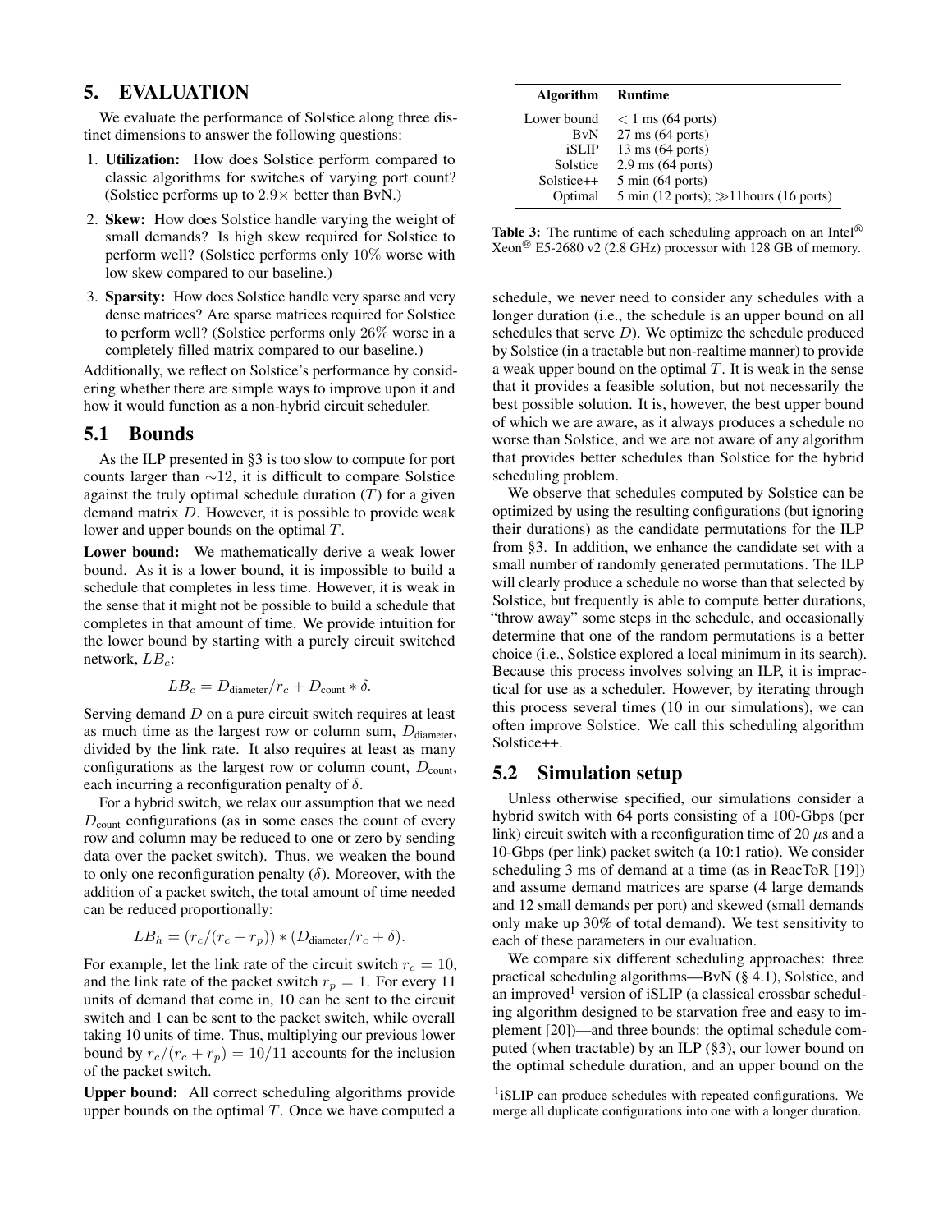## 5. EVALUATION

We evaluate the performance of Solstice along three distinct dimensions to answer the following questions:

1. **Utilization:** How does Solstice perform compared to classic algorithms for switches of varying port count? (Solstice performs up to $2.9\times$ better than BvN.)
2. **Skew:** How does Solstice handle varying the weight of small demands? Is high skew required for Solstice to perform well? (Solstice performs only $10\%$ worse with low skew compared to our baseline.)
3. **Sparsity:** How does Solstice handle very sparse and very dense matrices? Are sparse matrices required for Solstice to perform well? (Solstice performs only $26\%$ worse in a completely filled matrix compared to our baseline.)

Additionally, we reflect on Solstice's performance by considering whether there are simple ways to improve upon it and how it would function as a non-hybrid circuit scheduler.

### 5.1 Bounds

As the ILP presented in §3 is too slow to compute for port counts larger than $\sim$12, it is difficult to compare Solstice against the truly optimal schedule duration ($T$) for a given demand matrix $D$. However, it is possible to provide weak lower and upper bounds on the optimal $T$.

**Lower bound:** We mathematically derive a weak lower bound. As it is a lower bound, it is impossible to build a schedule that completes in less time. However, it is weak in the sense that it might not be possible to build a schedule that completes in that amount of time. We provide intuition for the lower bound by starting with a purely circuit switched network, $LB_c$:

$$LB_c = D_{\text{diameter}}/r_c + D_{\text{count}} * \delta.$$

Serving demand $D$ on a pure circuit switch requires at least as much time as the largest row or column sum, $D_{\text{diameter}}$, divided by the link rate. It also requires at least as many configurations as the largest row or column count, $D_{\text{count}}$, each incurring a reconfiguration penalty of $\delta$.

For a hybrid switch, we relax our assumption that we need $D_{\text{count}}$ configurations (as in some cases the count of every row and column may be reduced to one or zero by sending data over the packet switch). Thus, we weaken the bound to only one reconfiguration penalty ($\delta$). Moreover, with the addition of a packet switch, the total amount of time needed can be reduced proportionally:

$$LB_h = (r_c/(r_c + r_p)) * (D_{\text{diameter}}/r_c + \delta).$$

For example, let the link rate of the circuit switch $r_c = 10$, and the link rate of the packet switch $r_p = 1$. For every 11 units of demand that come in, 10 can be sent to the circuit switch and 1 can be sent to the packet switch, while overall taking 10 units of time. Thus, multiplying our previous lower bound by $r_c/(r_c + r_p) = 10/11$ accounts for the inclusion of the packet switch.

**Upper bound:** All correct scheduling algorithms provide upper bounds on the optimal $T$. Once we have computed a schedule, we never need to consider any schedules with a longer duration (i.e., the schedule is an upper bound on all schedules that serve $D$). We optimize the schedule produced by Solstice (in a tractable but non-realtime manner) to provide a weak upper bound on the optimal $T$. It is weak in the sense that it provides a feasible solution, but not necessarily the best possible solution. It is, however, the best upper bound of which we are aware, as it always produces a schedule no worse than Solstice, and we are not aware of any algorithm that provides better schedules than Solstice for the hybrid scheduling problem.

We observe that schedules computed by Solstice can be optimized by using the resulting configurations (but ignoring their durations) as the candidate permutations for the ILP from §3. In addition, we enhance the candidate set with a small number of randomly generated permutations. The ILP will clearly produce a schedule no worse than that selected by Solstice, but frequently is able to compute better durations, "throw away" some steps in the schedule, and occasionally determine that one of the random permutations is a better choice (i.e., Solstice explored a local minimum in its search). Because this process involves solving an ILP, it is impractical for use as a scheduler. However, by iterating through this process several times (10 in our simulations), we can often improve Solstice. We call this scheduling algorithm Solstice++.

| Algorithm | Runtime |
|---|---|
| Lower bound | $< 1$ ms (64 ports) |
| BvN | 27 ms (64 ports) |
| iSLIP | 13 ms (64 ports) |
| Solstice | 2.9 ms (64 ports) |
| Solstice++ | 5 min (64 ports) |
| Optimal | 5 min (12 ports); $\gg$11hours (16 ports) |

**Table 3:** The runtime of each scheduling approach on an Intel® Xeon® E5-2680 v2 (2.8 GHz) processor with 128 GB of memory.

### 5.2 Simulation setup

Unless otherwise specified, our simulations consider a hybrid switch with 64 ports consisting of a 100-Gbps (per link) circuit switch with a reconfiguration time of 20 $\mu$s and a 10-Gbps (per link) packet switch (a 10:1 ratio). We consider scheduling 3 ms of demand at a time (as in ReacToR [19]) and assume demand matrices are sparse (4 large demands and 12 small demands per port) and skewed (small demands only make up 30% of total demand). We test sensitivity to each of these parameters in our evaluation.

We compare six different scheduling approaches: three practical scheduling algorithms—BvN (§ 4.1), Solstice, and an improved[1] version of iSLIP (a classical crossbar scheduling algorithm designed to be starvation free and easy to implement [20])—and three bounds: the optimal schedule computed (when tractable) by an ILP (§3), our lower bound on the optimal schedule duration, and an upper bound on the

[1] iSLIP can produce schedules with repeated configurations. We merge all duplicate configurations into one with a longer duration.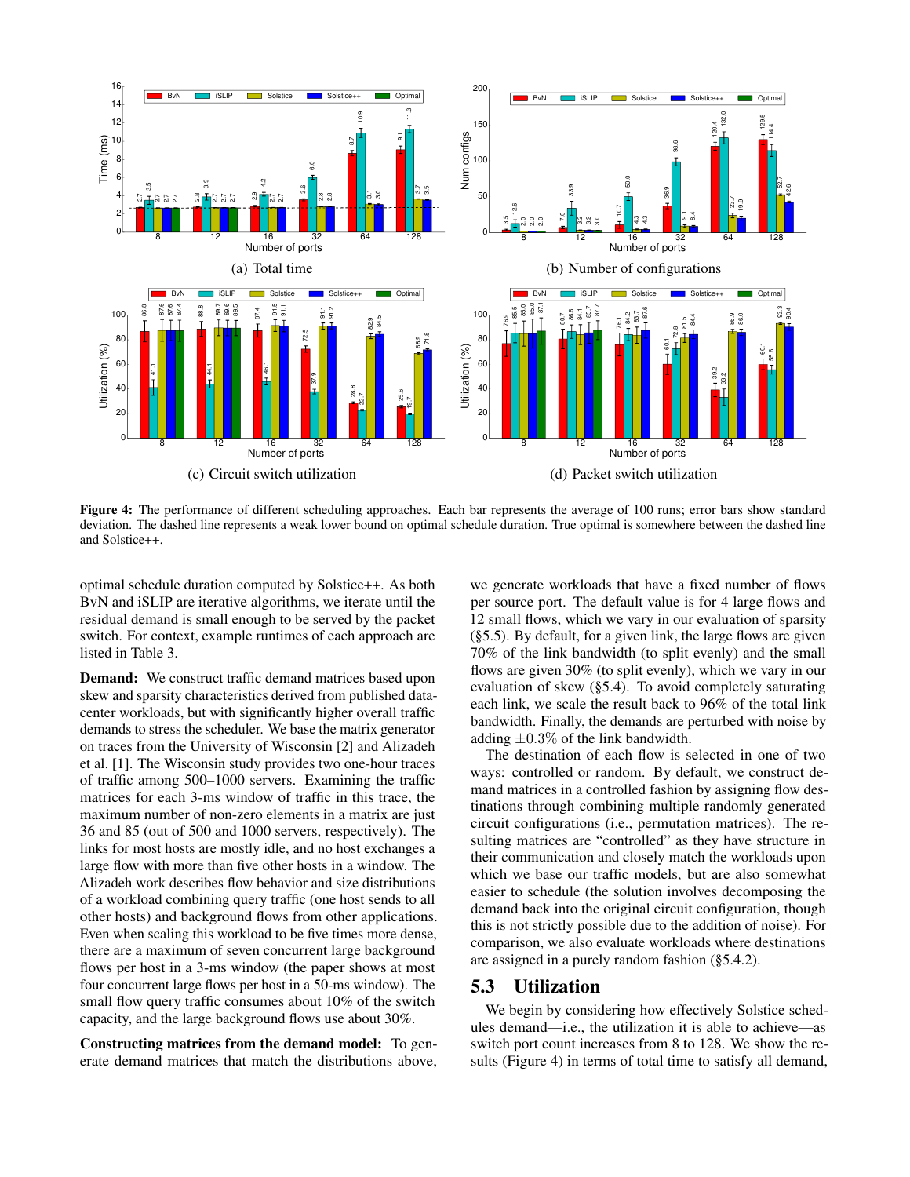Figure 4: The performance of different scheduling approaches. Each bar represents the average of 100 runs; error bars show standard deviation. The dashed line represents a weak lower bound on optimal schedule duration. True optimal is somewhere between the dashed line and Solstice++.

(a) Total time

(b) Number of configurations

(c) Circuit switch utilization

(d) Packet switch utilization

optimal schedule duration computed by Solstice++. As both BvN and iSLIP are iterative algorithms, we iterate until the residual demand is small enough to be served by the packet switch. For context, example runtimes of each approach are listed in Table 3.

**Demand:** We construct traffic demand matrices based upon skew and sparsity characteristics derived from published datacenter workloads, but with significantly higher overall traffic demands to stress the scheduler. We base the matrix generator on traces from the University of Wisconsin [2] and Alizadeh et al. [1]. The Wisconsin study provides two one-hour traces of traffic among 500–1000 servers. Examining the traffic matrices for each 3-ms window of traffic in this trace, the maximum number of non-zero elements in a matrix are just 36 and 85 (out of 500 and 1000 servers, respectively). The links for most hosts are mostly idle, and no host exchanges a large flow with more than five other hosts in a window. The Alizadeh work describes flow behavior and size distributions of a workload combining query traffic (one host sends to all other hosts) and background flows from other applications. Even when scaling this workload to be five times more dense, there are a maximum of seven concurrent large background flows per host in a 3-ms window (the paper shows at most four concurrent large flows per host in a 50-ms window). The small flow query traffic consumes about 10% of the switch capacity, and the large background flows use about 30%.

**Constructing matrices from the demand model:** To generate demand matrices that match the distributions above, we generate workloads that have a fixed number of flows per source port. The default value is for 4 large flows and 12 small flows, which we vary in our evaluation of sparsity (§5.5). By default, for a given link, the large flows are given 70% of the link bandwidth (to split evenly) and the small flows are given 30% (to split evenly), which we vary in our evaluation of skew (§5.4). To avoid completely saturating each link, we scale the result back to 96% of the total link bandwidth. Finally, the demands are perturbed with noise by adding $\pm 0.3\%$ of the link bandwidth.

The destination of each flow is selected in one of two ways: controlled or random. By default, we construct demand matrices in a controlled fashion by assigning flow destinations through combining multiple randomly generated circuit configurations (i.e., permutation matrices). The resulting matrices are "controlled" as they have structure in their communication and closely match the workloads upon which we base our traffic models, but are also somewhat easier to schedule (the solution involves decomposing the demand back into the original circuit configuration, though this is not strictly possible due to the addition of noise). For comparison, we also evaluate workloads where destinations are assigned in a purely random fashion (§5.4.2).

## 5.3 Utilization

We begin by considering how effectively Solstice schedules demand—i.e., the utilization it is able to achieve—as switch port count increases from 8 to 128. We show the results (Figure 4) in terms of total time to satisfy all demand,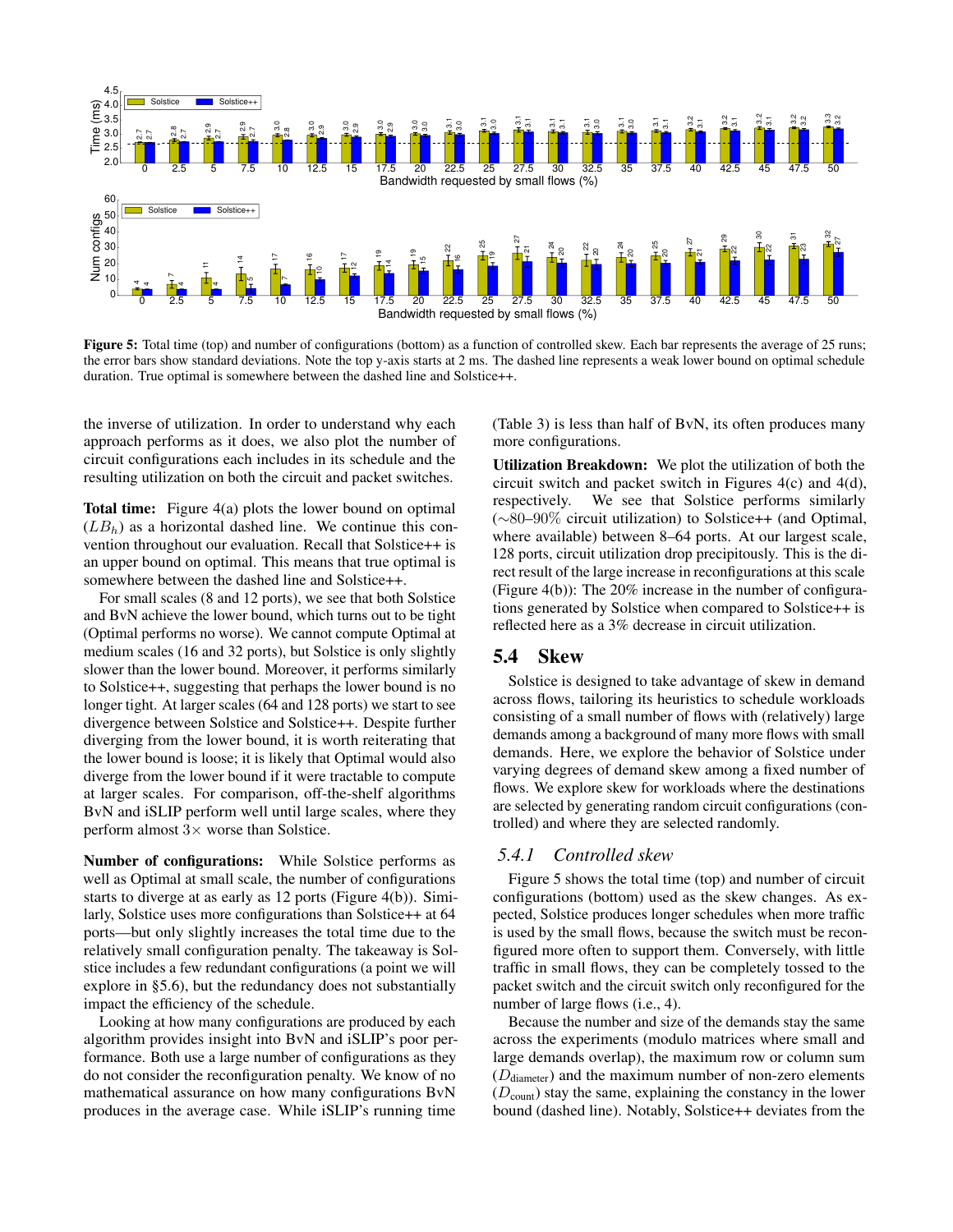**Figure 5:** Total time (top) and number of configurations (bottom) as a function of controlled skew. Each bar represents the average of 25 runs; the error bars show standard deviations. Note the top y-axis starts at 2 ms. The dashed line represents a weak lower bound on optimal schedule duration. True optimal is somewhere between the dashed line and Solstice++.

the inverse of utilization. In order to understand why each approach performs as it does, we also plot the number of circuit configurations each includes in its schedule and the resulting utilization on both the circuit and packet switches.

**Total time:** Figure 4(a) plots the lower bound on optimal ($LB_h$) as a horizontal dashed line. We continue this convention throughout our evaluation. Recall that Solstice++ is an upper bound on optimal. This means that true optimal is somewhere between the lower bound line and Solstice++.

For small scales (8 and 12 ports), we see that both Solstice and BvN achieve the lower bound, which turns out to be tight (Optimal performs no worse). We cannot compute Optimal at medium scales (16 and 32 ports), but Solstice is only slightly slower than the lower bound. Moreover, it performs similarly to Solstice++, suggesting that perhaps the lower bound is no longer tight. At larger scales (64 and 128 ports) we start to see divergence between Solstice and Solstice++. Despite further diverging from the lower bound, it is worth reiterating that the lower bound is loose; it is likely that Optimal would also diverge from the lower bound if it were tractable to compute at larger scales. For comparison, off-the-shelf algorithms BvN and iSLIP perform well until large scales, where they perform almost $3\times$ worse than Solstice.

**Number of configurations:** While Solstice performs as well as Optimal at small scale, the number of configurations starts to diverge at as early as 12 ports (Figure 4(b)). Similarly, Solstice uses more configurations than Solstice++ at 64 ports—but only slightly increases the total time due to the relatively small configuration penalty. The takeaway is Solstice includes a few redundant configurations (a point we will explore in §5.6), but the redundancy does not substantially impact the efficiency of the schedule.

Looking at how many configurations are produced by each algorithm provides insight into BvN and iSLIP's poor performance. Both use a large number of configurations as they do not consider the reconfiguration penalty. We know of no mathematical assurance on how many configurations BvN produces in the average case. While iSLIP's running time (Table 3) is less than half of BvN, its often produces many more configurations.

**Utilization Breakdown:** We plot the utilization of both the circuit switch and packet switch in Figures 4(c) and 4(d), respectively. We see that Solstice performs similarly (~80–90% circuit utilization) to Solstice++ (and Optimal, where available) between 8–64 ports. At our largest scale, 128 ports, circuit utilization drop precipitously. This is the direct result of the large increase in reconfigurations at this scale (Figure 4(b)): The 20% increase in the number of configurations generated by Solstice when compared to Solstice++ is reflected here as a 3% decrease in circuit utilization.

## 5.4 Skew

Solstice is designed to take advantage of skew in demand across flows, tailoring its heuristics to schedule workloads consisting of a small number of flows with (relatively) large demands among a background of many more flows with small demands. Here, we explore the behavior of Solstice under varying degrees of demand skew among a fixed number of flows. We explore skew for workloads where the destinations are selected by generating random circuit configurations (controlled) and where they are selected randomly.

### 5.4.1 Controlled skew

Figure 5 shows the total time (top) and number of circuit configurations (bottom) used as the skew changes. As expected, Solstice produces longer schedules when more traffic is used by the small flows, because the switch must be reconfigured more often to support them. Conversely, with little traffic in small flows, they can be completely tossed to the packet switch and the circuit switch only reconfigured for the number of large flows (i.e., 4).

Because the number and size of the demands stay the same across the experiments (modulo matrices where small and large demands overlap), the maximum row or column sum ($D_{\text{diameter}}$) and the maximum number of non-zero elements ($D_{\text{count}}$) stay the same, explaining the constancy in the lower bound (dashed line). Notably, Solstice++ deviates from the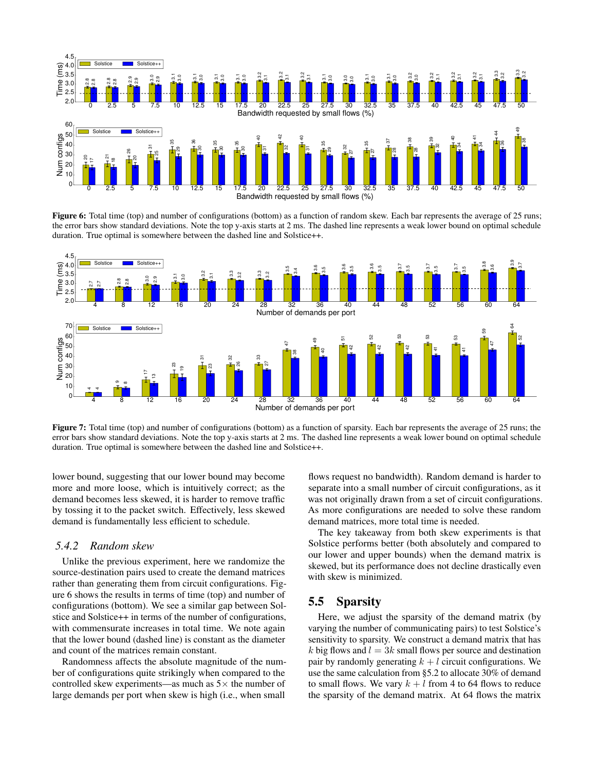**Figure 6:** Total time (top) and number of configurations (bottom) as a function of random skew. Each bar represents the average of 25 runs; the error bars show standard deviations. Note the top y-axis starts at 2 ms. The dashed line represents a weak lower bound on optimal schedule duration. True optimal is somewhere between the dashed line and Solstice++.

**Figure 7:** Total time (top) and number of configurations (bottom) as a function of sparsity. Each bar represents the average of 25 runs; the error bars show standard deviations. Note the top y-axis starts at 2 ms. The dashed line represents a weak lower bound on optimal schedule duration. True optimal is somewhere between the dashed line and Solstice++.

lower bound, suggesting that our lower bound may become more and more loose, which is intuitively correct; as the demand becomes less skewed, it is harder to remove traffic by tossing it to the packet switch. Effectively, less skewed demand is fundamentally less efficient to schedule.

### 5.4.2 Random skew

Unlike the previous experiment, here we randomize the source-destination pairs used to create the demand matrices rather than generating them from circuit configurations. Figure 6 shows the results in terms of time (top) and number of configurations (bottom). We see a similar gap between Solstice and Solstice++ in terms of the number of configurations, with commensurate increases in total time. We note again that the lower bound (dashed line) is constant as the diameter and count of the matrices remain constant.

Randomness affects the absolute magnitude of the number of configurations quite strikingly when compared to the controlled skew experiments—as much as 5× the number of large demands per port when skew is high (i.e., when small flows request no bandwidth). Random demand is harder to separate into a small number of circuit configurations, as it was not originally drawn from a set of circuit configurations. As more configurations are needed to solve these random demand matrices, more total time is needed.

The key takeaway from both skew experiments is that Solstice performs better (both absolutely and compared to our lower and upper bounds) when the demand matrix is skewed, but its performance does not decline drastically even with skew is minimized.

## 5.5 Sparsity

Here, we adjust the sparsity of the demand matrix (by varying the number of communicating pairs) to test Solstice's sensitivity to sparsity. We construct a demand matrix that has $k$ big flows and $l = 3k$ small flows per source and destination pair by randomly generating $k + l$ circuit configurations. We use the same calculation from §5.2 to allocate 30% of demand to small flows. We vary $k + l$ from 4 to 64 flows to reduce the sparsity of the demand matrix. At 64 flows the matrix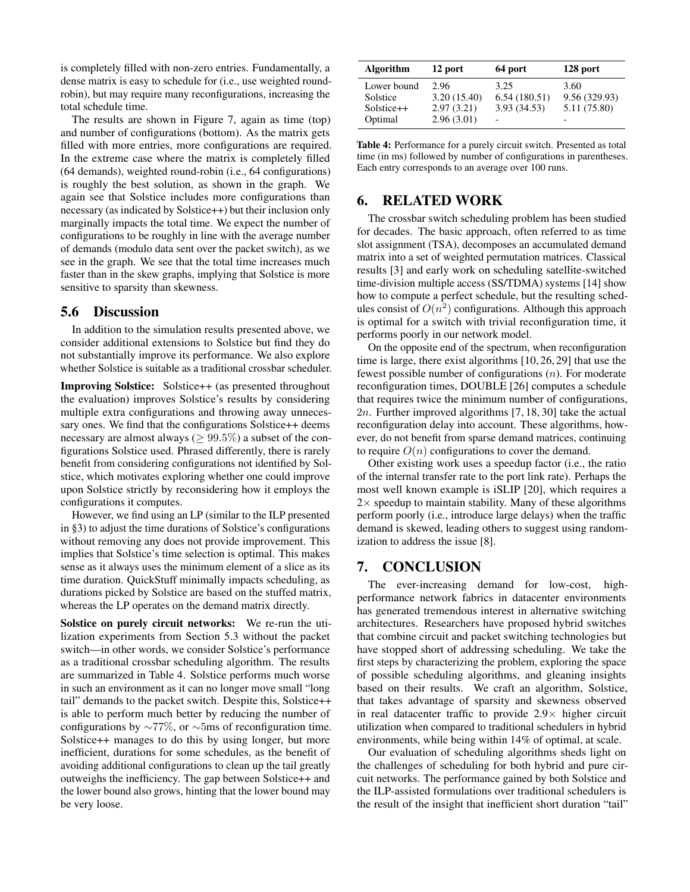is completely filled with non-zero entries. Fundamentally, a dense matrix is easy to schedule for (i.e., use weighted round-robin), but may require many reconfigurations, increasing the total schedule time.

The results are shown in Figure 7, again as time (top) and number of configurations (bottom). As the matrix gets filled with more entries, more configurations are required. In the extreme case where the matrix is completely filled (64 demands), weighted round-robin (i.e., 64 configurations) is roughly the best solution, as shown in the graph. We again see that Solstice includes more configurations than necessary (as indicated by Solstice++) but their inclusion only marginally impacts the total time. We expect the number of configurations to be roughly in line with the average number of demands (modulo data sent over the packet switch), as we see in the graph. We see that the total time increases much faster than in the skew graphs, implying that Solstice is more sensitive to sparsity than skewness.

### 5.6 Discussion

In addition to the simulation results presented above, we consider additional extensions to Solstice but find they do not substantially improve its performance. We also explore whether Solstice is suitable as a traditional crossbar scheduler.

**Improving Solstice:** Solstice++ (as presented throughout the evaluation) improves Solstice's results by considering multiple extra configurations and throwing away unnecessary ones. We find that the configurations Solstice++ deems necessary are almost always ($\geq 99.5\%$) a subset of the configurations Solstice used. Phrased differently, there is rarely benefit from considering configurations not identified by Solstice, which motivates exploring whether one could improve upon Solstice strictly by reconsidering how it employs the configurations it computes.

However, we find using an LP (similar to the ILP presented in §3) to adjust the time durations of Solstice's configurations without removing any does not provide improvement. This implies that Solstice's time selection is optimal. This makes sense as it always uses the minimum element of a slice as its time duration. QuickStuff minimally impacts scheduling, as durations picked by Solstice are based on the stuffed matrix, whereas the LP operates on the demand matrix directly.

**Solstice on purely circuit networks:** We re-run the utilization experiments from Section 5.3 without the packet switch—in other words, we consider Solstice's performance as a traditional crossbar scheduling algorithm. The results are summarized in Table 4. Solstice performs much worse in such an environment as it can no longer move small "long tail" demands to the packet switch. Despite this, Solstice++ is able to perform much better by reducing the number of configurations by ~77%, or ~5ms of reconfiguration time. Solstice++ manages to do this by using longer, but more inefficient, durations for some schedules, as the benefit of avoiding additional configurations to clean up the tail greatly outweighs the inefficiency. The gap between Solstice++ and the lower bound also grows, hinting that the lower bound may be very loose.

| Algorithm | 12 port | 64 port | 128 port |
|---|---|---|---|
| Lower bound | 2.96 | 3.25 | 3.60 |
| Solstice | 3.20 (15.40) | 6.54 (180.51) | 9.56 (329.93) |
| Solstice++ | 2.97 (3.21) | 3.93 (34.53) | 5.11 (75.80) |
| Optimal | 2.96 (3.01) | - | - |

**Table 4:** Performance for a purely circuit switch. Presented as total time (in ms) followed by number of configurations in parentheses. Each entry corresponds to an average over 100 runs.

## 6. RELATED WORK

The crossbar switch scheduling problem has been studied for decades. The basic approach, often referred to as time slot assignment (TSA), decomposes an accumulated demand matrix into a set of weighted permutation matrices. Classical results [3] and early work on scheduling satellite-switched time-division multiple access (SS/TDMA) systems [14] show how to compute a perfect schedule, but the resulting schedules consist of $O(n^2)$ configurations. Although this approach is optimal for a switch with trivial reconfiguration time, it performs poorly in our network model.

On the opposite end of the spectrum, when reconfiguration time is large, there exist algorithms [10, 26, 29] that use the fewest possible number of configurations ($n$). For moderate reconfiguration times, DOUBLE [26] computes a schedule that requires twice the minimum number of configurations, $2n$. Further improved algorithms [7, 18, 30] take the actual reconfiguration delay into account. These algorithms, however, do not benefit from sparse demand matrices, continuing to require $O(n)$ configurations to cover the demand.

Other existing work uses a speedup factor (i.e., the ratio of the internal transfer rate to the port link rate). Perhaps the most well known example is iSLIP [20], which requires a $2\times$ speedup to maintain stability. Many of these algorithms perform poorly (i.e., introduce large delays) when the traffic demand is skewed, leading others to suggest using randomization to address the issue [8].

## 7. CONCLUSION

The ever-increasing demand for low-cost, high-performance network fabrics in datacenter environments has generated tremendous interest in alternative switching architectures. Researchers have proposed hybrid switches that combine circuit and packet switching technologies but have stopped short of addressing scheduling. We take the first steps by characterizing the problem, exploring the space of possible scheduling algorithms, and gleaning insights based on their results. We craft an algorithm, Solstice, that takes advantage of sparsity and skewness observed in real datacenter traffic to provide $2.9\times$ higher circuit utilization when compared to traditional schedulers in hybrid environments, while being within 14% of optimal, at scale.

Our evaluation of scheduling algorithms sheds light on the challenges of scheduling for both hybrid and pure circuit networks. The performance gained by both Solstice and the ILP-assisted formulations over traditional schedulers is the result of the insight that inefficient short duration "tail"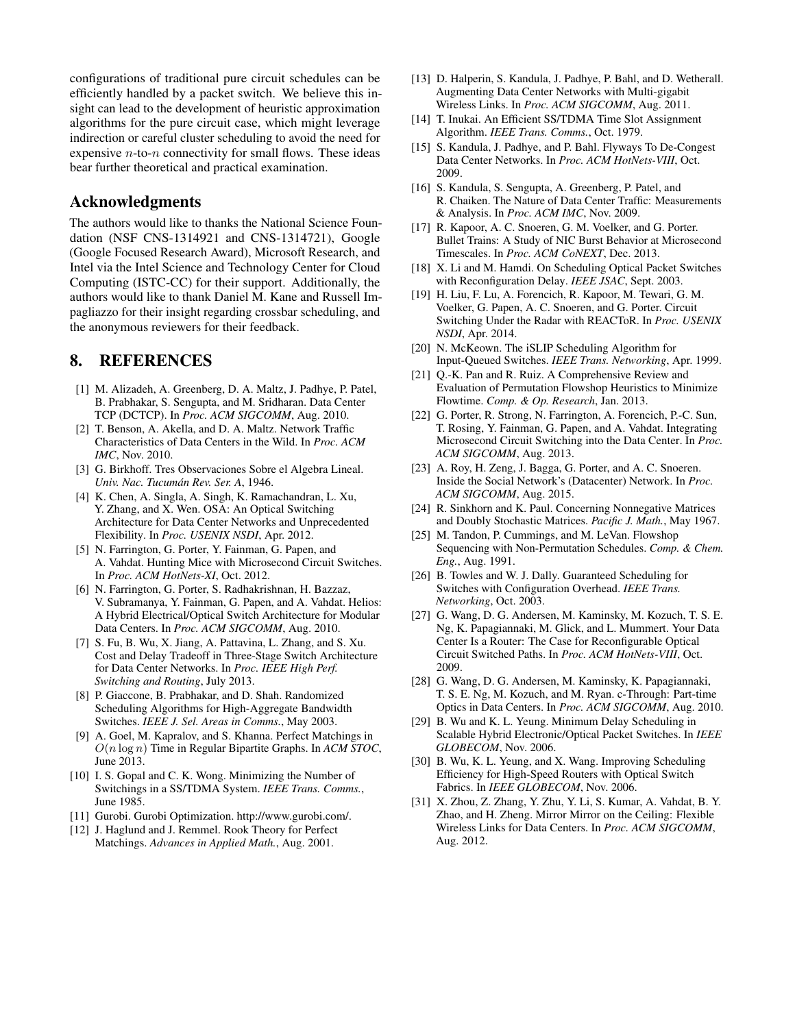configurations of traditional pure circuit schedules can be efficiently handled by a packet switch. We believe this insight can lead to the development of heuristic approximation algorithms for the pure circuit case, which might leverage indirection or careful cluster scheduling to avoid the need for expensive $n$-to-$n$ connectivity for small flows. These ideas bear further theoretical and practical examination.

## Acknowledgments

The authors would like to thanks the National Science Foundation (NSF CNS-1314921 and CNS-1314721), Google (Google Focused Research Award), Microsoft Research, and Intel via the Intel Science and Technology Center for Cloud Computing (ISTC-CC) for their support. Additionally, the authors would like to thank Daniel M. Kane and Russell Impagliazzo for their insight regarding crossbar scheduling, and the anonymous reviewers for their feedback.

## 8. REFERENCES

[1] M. Alizadeh, A. Greenberg, D. A. Maltz, J. Padhye, P. Patel, B. Prabhakar, S. Sengupta, and M. Sridharan. Data Center TCP (DCTCP). In *Proc. ACM SIGCOMM*, Aug. 2010.

[2] T. Benson, A. Akella, and D. A. Maltz. Network Traffic Characteristics of Data Centers in the Wild. In *Proc. ACM IMC*, Nov. 2010.

[3] G. Birkhoff. Tres Observaciones Sobre el Algebra Lineal. *Univ. Nac. Tucumán Rev. Ser. A*, 1946.

[4] K. Chen, A. Singla, A. Singh, K. Ramachandran, L. Xu, Y. Zhang, and X. Wen. OSA: An Optical Switching Architecture for Data Center Networks and Unprecedented Flexibility. In *Proc. USENIX NSDI*, Apr. 2012.

[5] N. Farrington, G. Porter, Y. Fainman, G. Papen, and A. Vahdat. Hunting Mice with Microsecond Circuit Switches. In *Proc. ACM HotNets-XI*, Oct. 2012.

[6] N. Farrington, G. Porter, S. Radhakrishnan, H. Bazzaz, V. Subramanya, Y. Fainman, G. Papen, and A. Vahdat. Helios: A Hybrid Electrical/Optical Switch Architecture for Modular Data Centers. In *Proc. ACM SIGCOMM*, Aug. 2010.

[7] S. Fu, B. Wu, X. Jiang, A. Pattavina, L. Zhang, and S. Xu. Cost and Delay Tradeoff in Three-Stage Switch Architecture for Data Center Networks. In *Proc. IEEE High Perf. Switching and Routing*, July 2013.

[8] P. Giaccone, B. Prabhakar, and D. Shah. Randomized Scheduling Algorithms for High-Aggregate Bandwidth Switches. *IEEE J. Sel. Areas in Comms.*, May 2003.

[9] A. Goel, M. Kapralov, and S. Khanna. Perfect Matchings in $O(n \log n)$ Time in Regular Bipartite Graphs. In *ACM STOC*, June 2013.

[10] I. S. Gopal and C. K. Wong. Minimizing the Number of Switchings in a SS/TDMA System. *IEEE Trans. Comms.*, June 1985.

[11] Gurobi. Gurobi Optimization. http://www.gurobi.com/.

[12] J. Haglund and J. Remmel. Rook Theory for Perfect Matchings. *Advances in Applied Math.*, Aug. 2001.

[13] D. Halperin, S. Kandula, J. Padhye, P. Bahl, and D. Wetherall. Augmenting Data Center Networks with Multi-gigabit Wireless Links. In *Proc. ACM SIGCOMM*, Aug. 2011.

[14] T. Inukai. An Efficient SS/TDMA Time Slot Assignment Algorithm. *IEEE Trans. Comms.*, Oct. 1979.

[15] S. Kandula, J. Padhye, and P. Bahl. Flyways To De-Congest Data Center Networks. In *Proc. ACM HotNets-VIII*, Oct. 2009.

[16] S. Kandula, S. Sengupta, A. Greenberg, P. Patel, and R. Chaiken. The Nature of Data Center Traffic: Measurements & Analysis. In *Proc. ACM IMC*, Nov. 2009.

[17] R. Kapoor, A. C. Snoeren, G. M. Voelker, and G. Porter. Bullet Trains: A Study of NIC Burst Behavior at Microsecond Timescales. In *Proc. ACM CoNEXT*, Dec. 2013.

[18] X. Li and M. Hamdi. On Scheduling Optical Packet Switches with Reconfiguration Delay. *IEEE JSAC*, Sept. 2003.

[19] H. Liu, F. Lu, A. Forencich, R. Kapoor, M. Tewari, G. M. Voelker, G. Papen, A. C. Snoeren, and G. Porter. Circuit Switching Under the Radar with REACToR. In *Proc. USENIX NSDI*, Apr. 2014.

[20] N. McKeown. The iSLIP Scheduling Algorithm for Input-Queued Switches. *IEEE Trans. Networking*, Apr. 1999.

[21] Q.-K. Pan and R. Ruiz. A Comprehensive Review and Evaluation of Permutation Flowshop Heuristics to Minimize Flowtime. *Comp. & Op. Research*, Jan. 2013.

[22] G. Porter, R. Strong, N. Farrington, A. Forencich, P.-C. Sun, T. Rosing, Y. Fainman, G. Papen, and A. Vahdat. Integrating Microsecond Circuit Switching into the Data Center. In *Proc. ACM SIGCOMM*, Aug. 2013.

[23] A. Roy, H. Zeng, J. Bagga, G. Porter, and A. C. Snoeren. Inside the Social Network's (Datacenter) Network. In *Proc. ACM SIGCOMM*, Aug. 2015.

[24] R. Sinkhorn and K. Paul. Concerning Nonnegative Matrices and Doubly Stochastic Matrices. *Pacific J. Math.*, May 1967.

[25] M. Tandon, P. Cummings, and M. LeVan. Flowshop Sequencing with Non-Permutation Schedules. *Comp. & Chem. Eng.*, Aug. 1991.

[26] B. Towles and W. J. Dally. Guaranteed Scheduling for Switches with Configuration Overhead. *IEEE Trans. Networking*, Oct. 2003.

[27] G. Wang, D. G. Andersen, M. Kaminsky, M. Kozuch, T. S. E. Ng, K. Papagiannaki, M. Glick, and L. Mummert. Your Data Center Is a Router: The Case for Reconfigurable Optical Circuit Switched Paths. In *Proc. ACM HotNets-VIII*, Oct. 2009.

[28] G. Wang, D. G. Andersen, M. Kaminsky, K. Papagiannaki, T. S. E. Ng, M. Kozuch, and M. Ryan. c-Through: Part-time Optics in Data Centers. In *Proc. ACM SIGCOMM*, Aug. 2010.

[29] B. Wu and K. L. Yeung. Minimum Delay Scheduling in Scalable Hybrid Electronic/Optical Packet Switches. In *IEEE GLOBECOM*, Nov. 2006.

[30] B. Wu, K. L. Yeung, and X. Wang. Improving Scheduling Efficiency for High-Speed Routers with Optical Switch Fabrics. In *IEEE GLOBECOM*, Nov. 2006.

[31] X. Zhou, Z. Zhang, Y. Zhu, Y. Li, S. Kumar, A. Vahdat, B. Y. Zhao, and H. Zheng. Mirror Mirror on the Ceiling: Flexible Wireless Links for Data Centers. In *Proc. ACM SIGCOMM*, Aug. 2012.